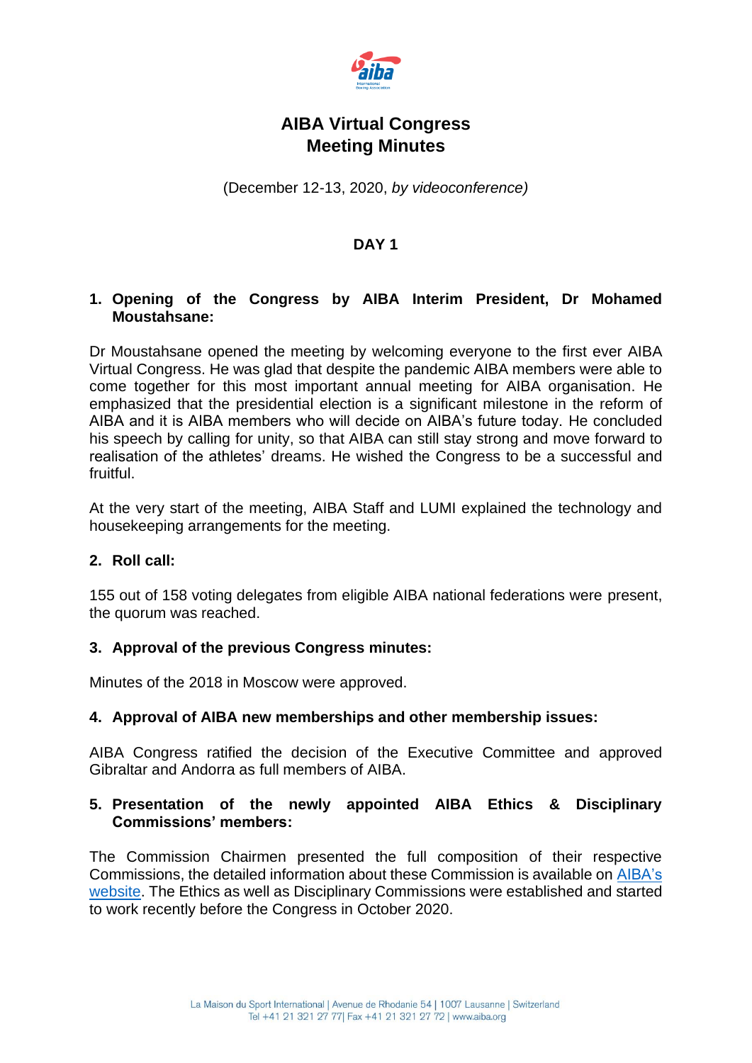# AIBA Virtual Congress
# Meeting Minutes

(December 12-13, 2020, *by videoconference)*

## DAY 1

### 1. Opening of the Congress by AIBA Interim President, Dr Mohamed Moustahsane:

Dr Moustahsane opened the meeting by welcoming everyone to the first ever AIBA Virtual Congress. He was glad that despite the pandemic AIBA members were able to come together for this most important annual meeting for AIBA organisation. He emphasized that the presidential election is a significant milestone in the reform of AIBA and it is AIBA members who will decide on AIBA's future today. He concluded his speech by calling for unity, so that AIBA can still stay strong and move forward to realisation of the athletes' dreams. He wished the Congress to be a successful and fruitful.

At the very start of the meeting, AIBA Staff and LUMI explained the technology and housekeeping arrangements for the meeting.

### 2. Roll call:

155 out of 158 voting delegates from eligible AIBA national federations were present, the quorum was reached.

### 3. Approval of the previous Congress minutes:

Minutes of the 2018 in Moscow were approved.

### 4. Approval of AIBA new memberships and other membership issues:

AIBA Congress ratified the decision of the Executive Committee and approved Gibraltar and Andorra as full members of AIBA.

### 5. Presentation of the newly appointed AIBA Ethics & Disciplinary Commissions' members:

The Commission Chairmen presented the full composition of their respective Commissions, the detailed information about these Commission is available on AIBA's website. The Ethics as well as Disciplinary Commissions were established and started to work recently before the Congress in October 2020.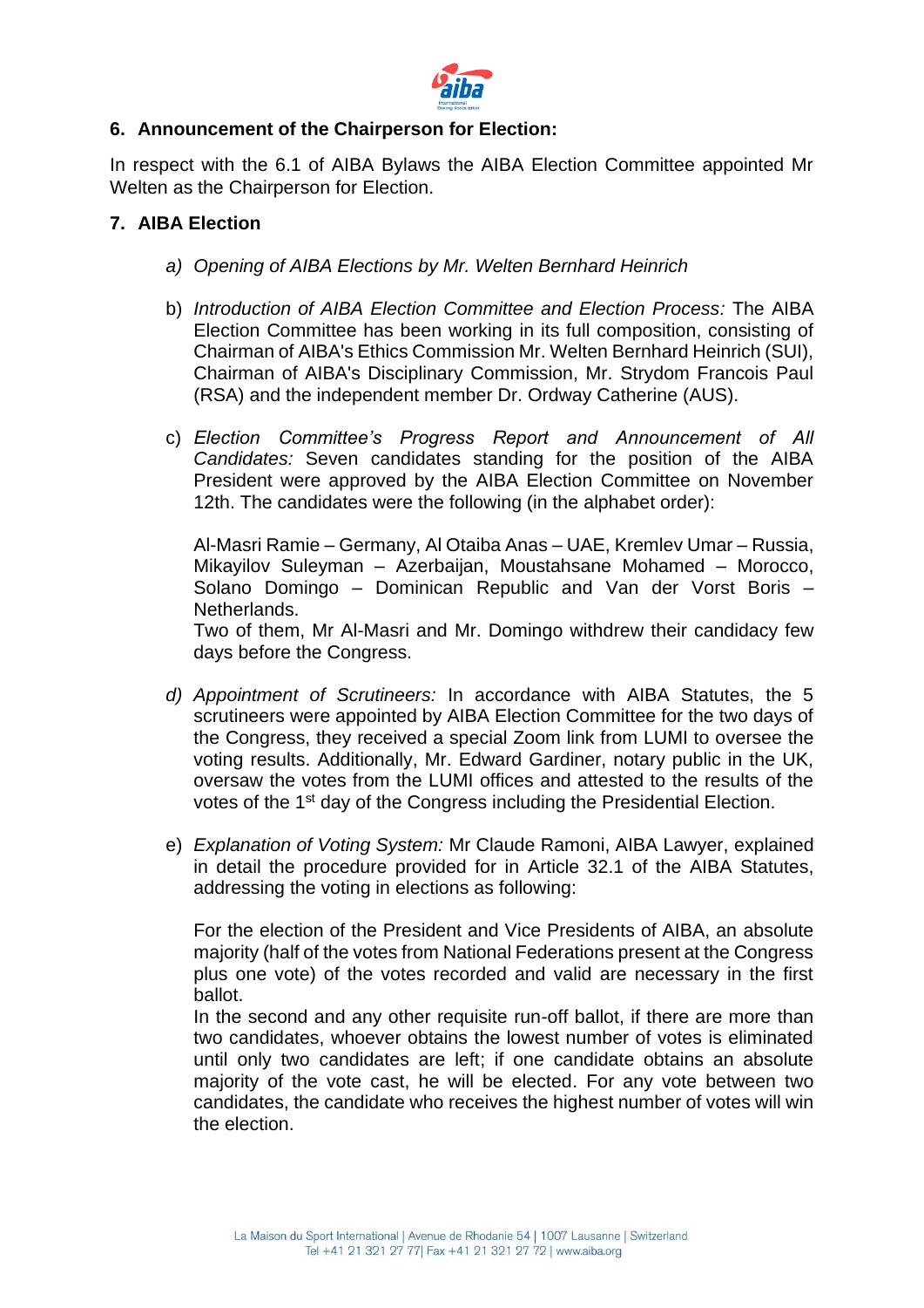## 6. Announcement of the Chairperson for Election:

In respect with the 6.1 of AIBA Bylaws the AIBA Election Committee appointed Mr Welten as the Chairperson for Election.

## 7. AIBA Election

a) *Opening of AIBA Elections by Mr. Welten Bernhard Heinrich*

b) *Introduction of AIBA Election Committee and Election Process:* The AIBA Election Committee has been working in its full composition, consisting of Chairman of AIBA's Ethics Commission Mr. Welten Bernhard Heinrich (SUI), Chairman of AIBA's Disciplinary Commission, Mr. Strydom Francois Paul (RSA) and the independent member Dr. Ordway Catherine (AUS).

c) *Election Committee's Progress Report and Announcement of All Candidates:* Seven candidates standing for the position of the AIBA President were approved by the AIBA Election Committee on November 12th. The candidates were the following (in the alphabet order):

   Al-Masri Ramie – Germany, Al Otaiba Anas – UAE, Kremlev Umar – Russia, Mikayilov Suleyman – Azerbaijan, Moustahsane Mohamed – Morocco, Solano Domingo – Dominican Republic and Van der Vorst Boris – Netherlands.
   Two of them, Mr Al-Masri and Mr. Domingo withdrew their candidacy few days before the Congress.

d) *Appointment of Scrutineers:* In accordance with AIBA Statutes, the 5 scrutineers were appointed by AIBA Election Committee for the two days of the Congress, they received a special Zoom link from LUMI to oversee the voting results. Additionally, Mr. Edward Gardiner, notary public in the UK, oversaw the votes from the LUMI offices and attested to the results of the votes of the 1st day of the Congress including the Presidential Election.

e) *Explanation of Voting System:* Mr Claude Ramoni, AIBA Lawyer, explained in detail the procedure provided for in Article 32.1 of the AIBA Statutes, addressing the voting in elections as following:

   For the election of the President and Vice Presidents of AIBA, an absolute majority (half of the votes from National Federations present at the Congress plus one vote) of the votes recorded and valid are necessary in the first ballot.
   In the second and any other requisite run-off ballot, if there are more than two candidates, whoever obtains the lowest number of votes is eliminated until only two candidates are left; if one candidate obtains an absolute majority of the vote cast, he will be elected. For any vote between two candidates, the candidate who receives the highest number of votes will win the election.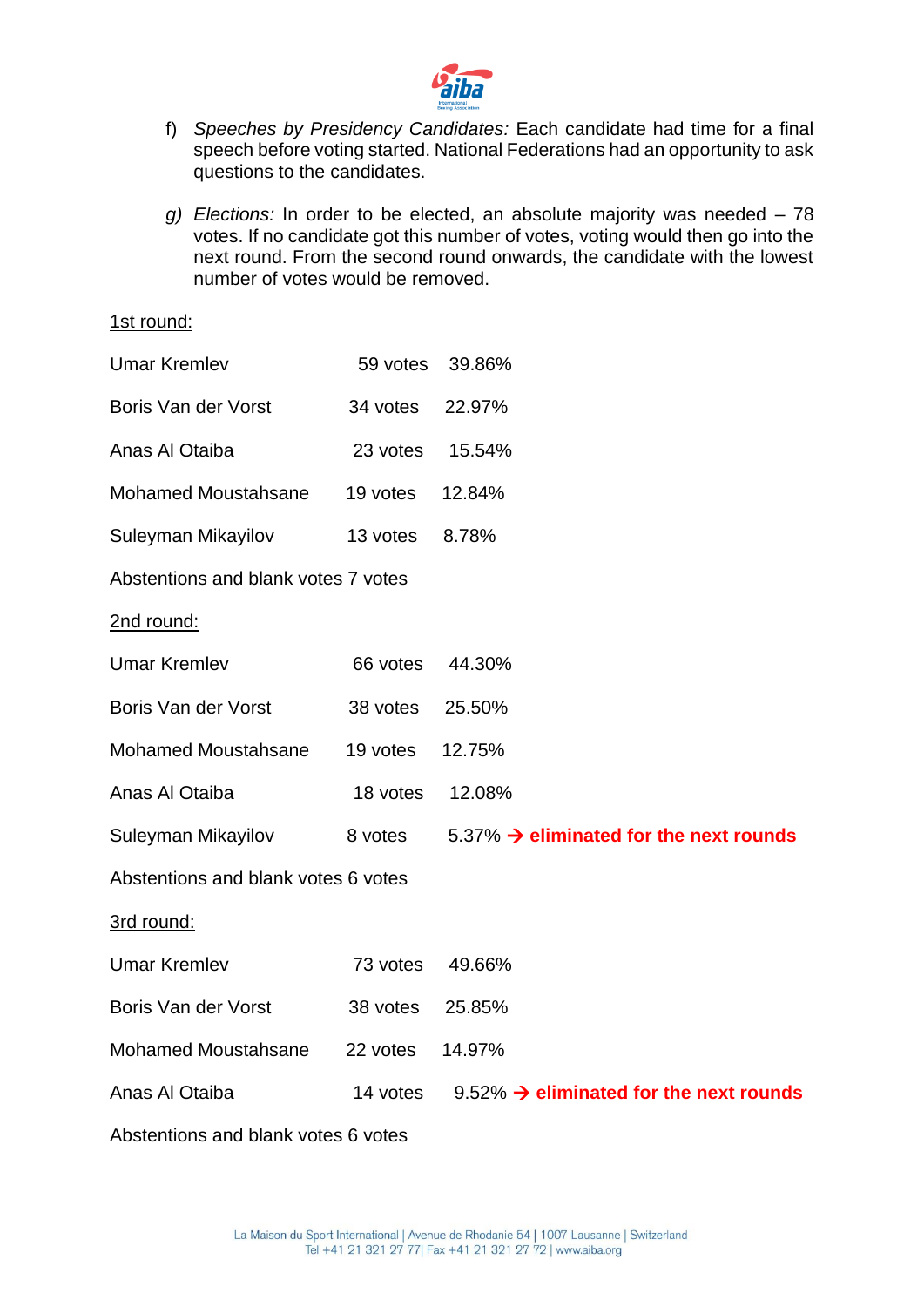f) *Speeches by Presidency Candidates:* Each candidate had time for a final speech before voting started. National Federations had an opportunity to ask questions to the candidates.

g) *Elections:* In order to be elected, an absolute majority was needed – 78 votes. If no candidate got this number of votes, voting would then go into the next round. From the second round onwards, the candidate with the lowest number of votes would be removed.

<u>1st round:</u>

| | | |
|---|---|---|
| Umar Kremlev | 59 votes | 39.86% |
| Boris Van der Vorst | 34 votes | 22.97% |
| Anas Al Otaiba | 23 votes | 15.54% |
| Mohamed Moustahsane | 19 votes | 12.84% |
| Suleyman Mikayilov | 13 votes | 8.78% |

Abstentions and blank votes 7 votes

<u>2nd round:</u>

| | | |
|---|---|---|
| Umar Kremlev | 66 votes | 44.30% |
| Boris Van der Vorst | 38 votes | 25.50% |
| Mohamed Moustahsane | 19 votes | 12.75% |
| Anas Al Otaiba | 18 votes | 12.08% |
| Suleyman Mikayilov | 8 votes | 5.37% → **eliminated for the next rounds** |

Abstentions and blank votes 6 votes

<u>3rd round:</u>

| | | |
|---|---|---|
| Umar Kremlev | 73 votes | 49.66% |
| Boris Van der Vorst | 38 votes | 25.85% |
| Mohamed Moustahsane | 22 votes | 14.97% |
| Anas Al Otaiba | 14 votes | 9.52% → **eliminated for the next rounds** |

Abstentions and blank votes 6 votes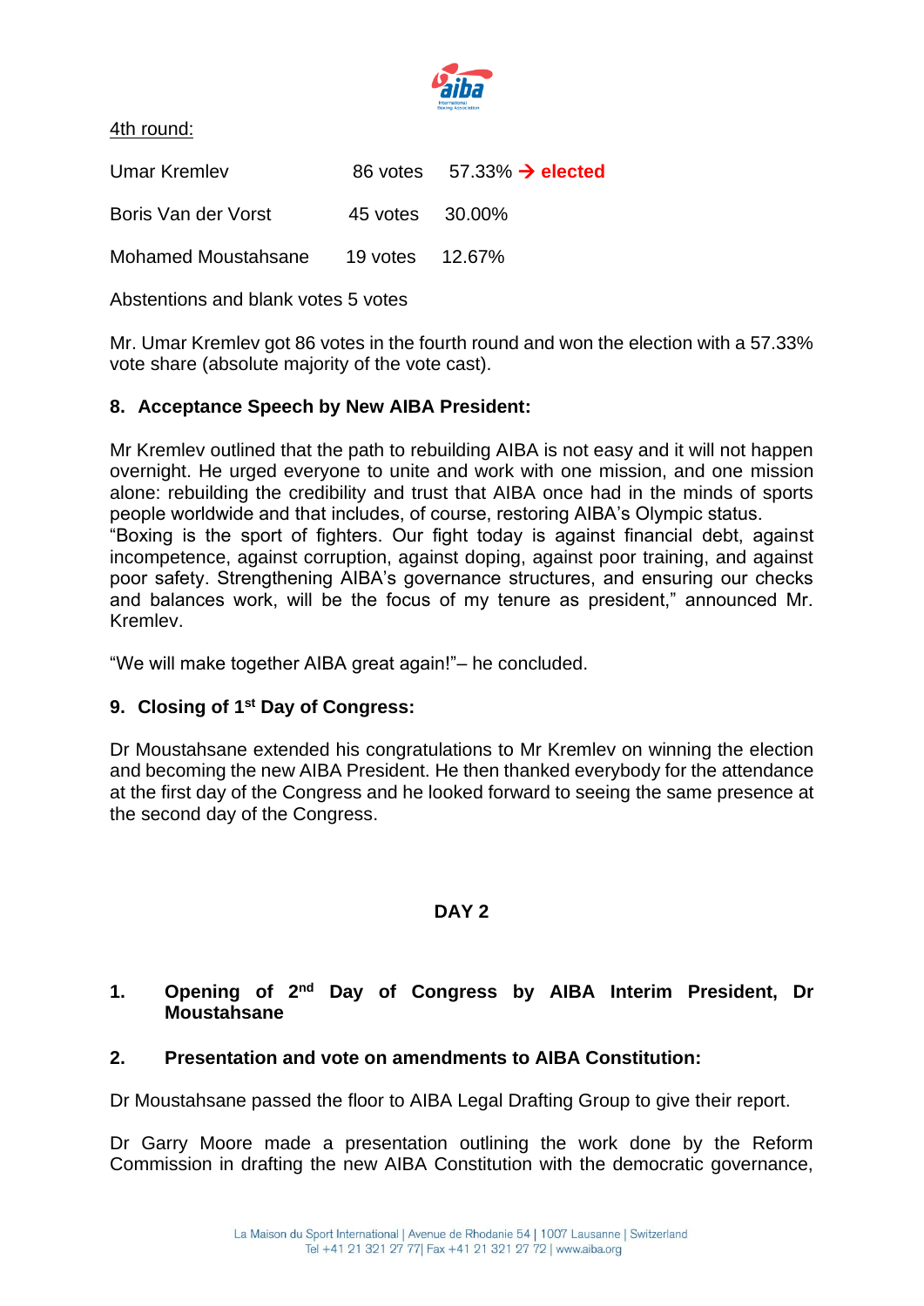4th round:

| | | |
|---|---|---|
| Umar Kremlev | 86 votes | 57.33% → **elected** |
| Boris Van der Vorst | 45 votes | 30.00% |
| Mohamed Moustahsane | 19 votes | 12.67% |

Abstentions and blank votes 5 votes

Mr. Umar Kremlev got 86 votes in the fourth round and won the election with a 57.33% vote share (absolute majority of the vote cast).

**8. Acceptance Speech by New AIBA President:**

Mr Kremlev outlined that the path to rebuilding AIBA is not easy and it will not happen overnight. He urged everyone to unite and work with one mission, and one mission alone: rebuilding the credibility and trust that AIBA once had in the minds of sports people worldwide and that includes, of course, restoring AIBA's Olympic status.
"Boxing is the sport of fighters. Our fight today is against financial debt, against incompetence, against corruption, against doping, against poor training, and against poor safety. Strengthening AIBA's governance structures, and ensuring our checks and balances work, will be the focus of my tenure as president," announced Mr. Kremlev.

"We will make together AIBA great again!"– he concluded.

**9. Closing of 1st Day of Congress:**

Dr Moustahsane extended his congratulations to Mr Kremlev on winning the election and becoming the new AIBA President. He then thanked everybody for the attendance at the first day of the Congress and he looked forward to seeing the same presence at the second day of the Congress.

## DAY 2

**1. Opening of 2nd Day of Congress by AIBA Interim President, Dr Moustahsane**

**2. Presentation and vote on amendments to AIBA Constitution:**

Dr Moustahsane passed the floor to AIBA Legal Drafting Group to give their report.

Dr Garry Moore made a presentation outlining the work done by the Reform Commission in drafting the new AIBA Constitution with the democratic governance,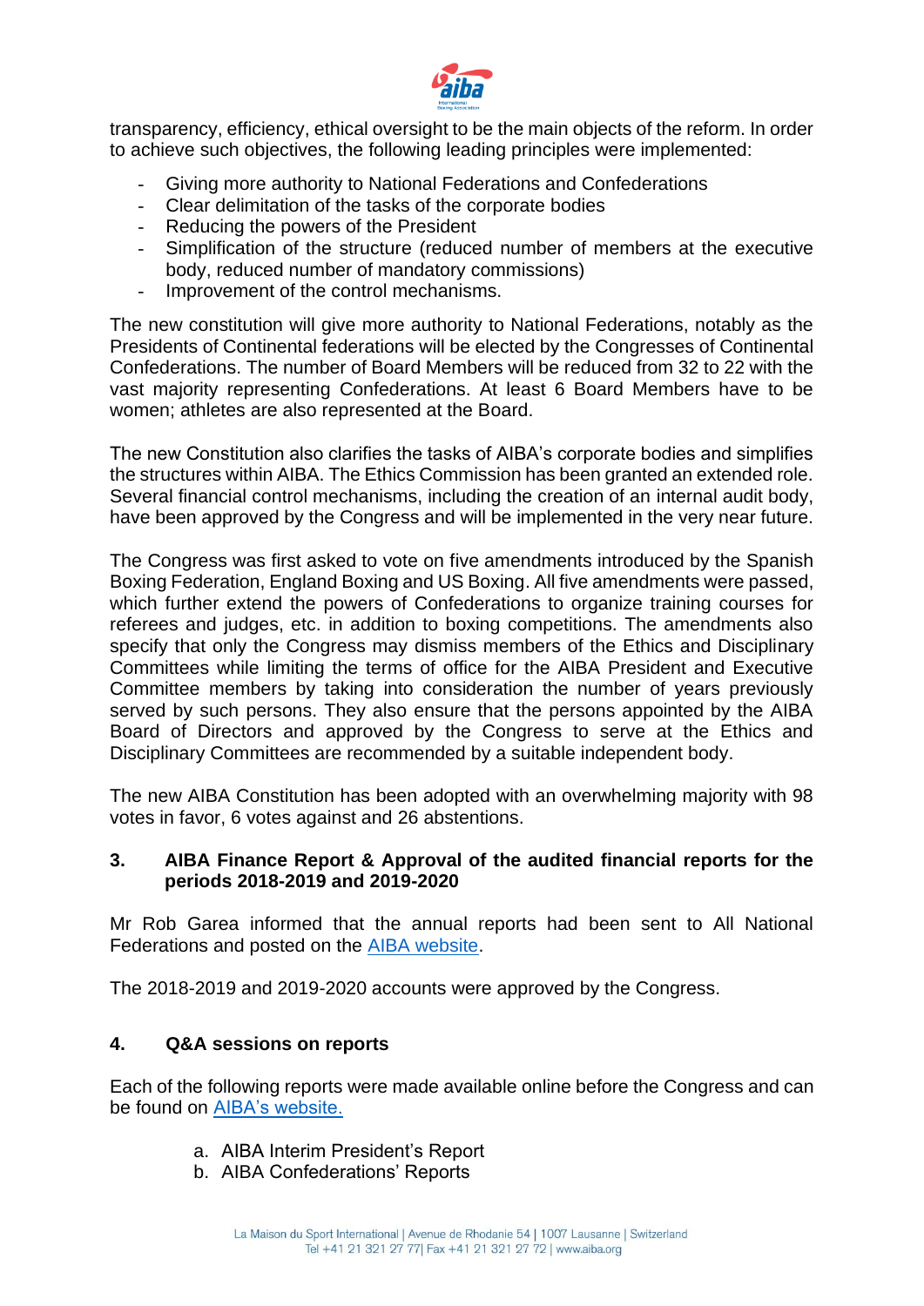transparency, efficiency, ethical oversight to be the main objects of the reform. In order to achieve such objectives, the following leading principles were implemented:

- Giving more authority to National Federations and Confederations
- Clear delimitation of the tasks of the corporate bodies
- Reducing the powers of the President
- Simplification of the structure (reduced number of members at the executive body, reduced number of mandatory commissions)
- Improvement of the control mechanisms.

The new constitution will give more authority to National Federations, notably as the Presidents of Continental federations will be elected by the Congresses of Continental Confederations. The number of Board Members will be reduced from 32 to 22 with the vast majority representing Confederations. At least 6 Board Members have to be women; athletes are also represented at the Board.

The new Constitution also clarifies the tasks of AIBA's corporate bodies and simplifies the structures within AIBA. The Ethics Commission has been granted an extended role. Several financial control mechanisms, including the creation of an internal audit body, have been approved by the Congress and will be implemented in the very near future.

The Congress was first asked to vote on five amendments introduced by the Spanish Boxing Federation, England Boxing and US Boxing. All five amendments were passed, which further extend the powers of Confederations to organize training courses for referees and judges, etc. in addition to boxing competitions. The amendments also specify that only the Congress may dismiss members of the Ethics and Disciplinary Committees while limiting the terms of office for the AIBA President and Executive Committee members by taking into consideration the number of years previously served by such persons. They also ensure that the persons appointed by the AIBA Board of Directors and approved by the Congress to serve at the Ethics and Disciplinary Committees are recommended by a suitable independent body.

The new AIBA Constitution has been adopted with an overwhelming majority with 98 votes in favor, 6 votes against and 26 abstentions.

## 3. AIBA Finance Report & Approval of the audited financial reports for the periods 2018-2019 and 2019-2020

Mr Rob Garea informed that the annual reports had been sent to All National Federations and posted on the AIBA website.

The 2018-2019 and 2019-2020 accounts were approved by the Congress.

## 4. Q&A sessions on reports

Each of the following reports were made available online before the Congress and can be found on AIBA's website.

a. AIBA Interim President's Report
b. AIBA Confederations' Reports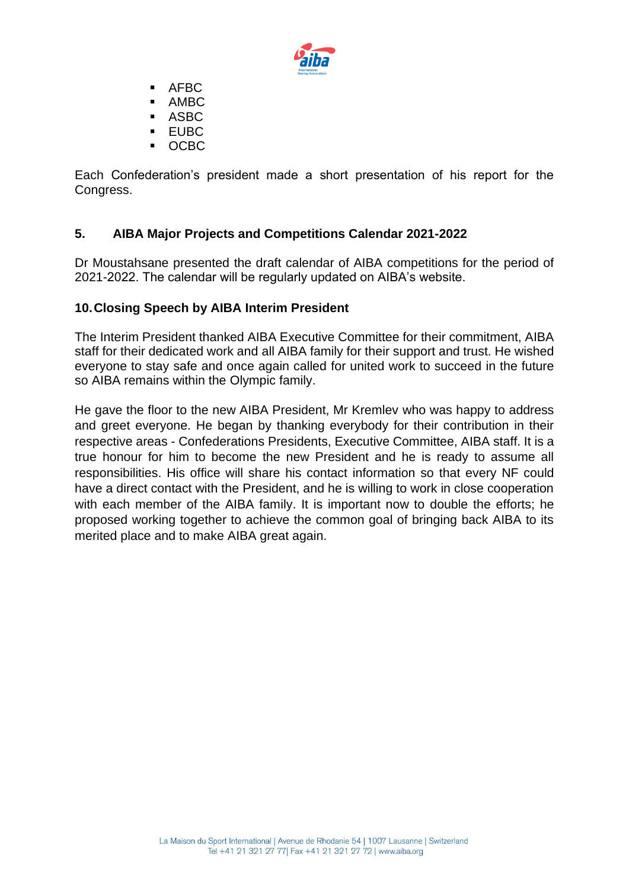- AFBC
- AMBC
- ASBC
- EUBC
- OCBC

Each Confederation's president made a short presentation of his report for the Congress.

## 5. AIBA Major Projects and Competitions Calendar 2021-2022

Dr Moustahsane presented the draft calendar of AIBA competitions for the period of 2021-2022. The calendar will be regularly updated on AIBA's website.

## 10. Closing Speech by AIBA Interim President

The Interim President thanked AIBA Executive Committee for their commitment, AIBA staff for their dedicated work and all AIBA family for their support and trust. He wished everyone to stay safe and once again called for united work to succeed in the future so AIBA remains within the Olympic family.

He gave the floor to the new AIBA President, Mr Kremlev who was happy to address and greet everyone. He began by thanking everybody for their contribution in their respective areas - Confederations Presidents, Executive Committee, AIBA staff. It is a true honour for him to become the new President and he is ready to assume all responsibilities. His office will share his contact information so that every NF could have a direct contact with the President, and he is willing to work in close cooperation with each member of the AIBA family. It is important now to double the efforts; he proposed working together to achieve the common goal of bringing back AIBA to its merited place and to make AIBA great again.